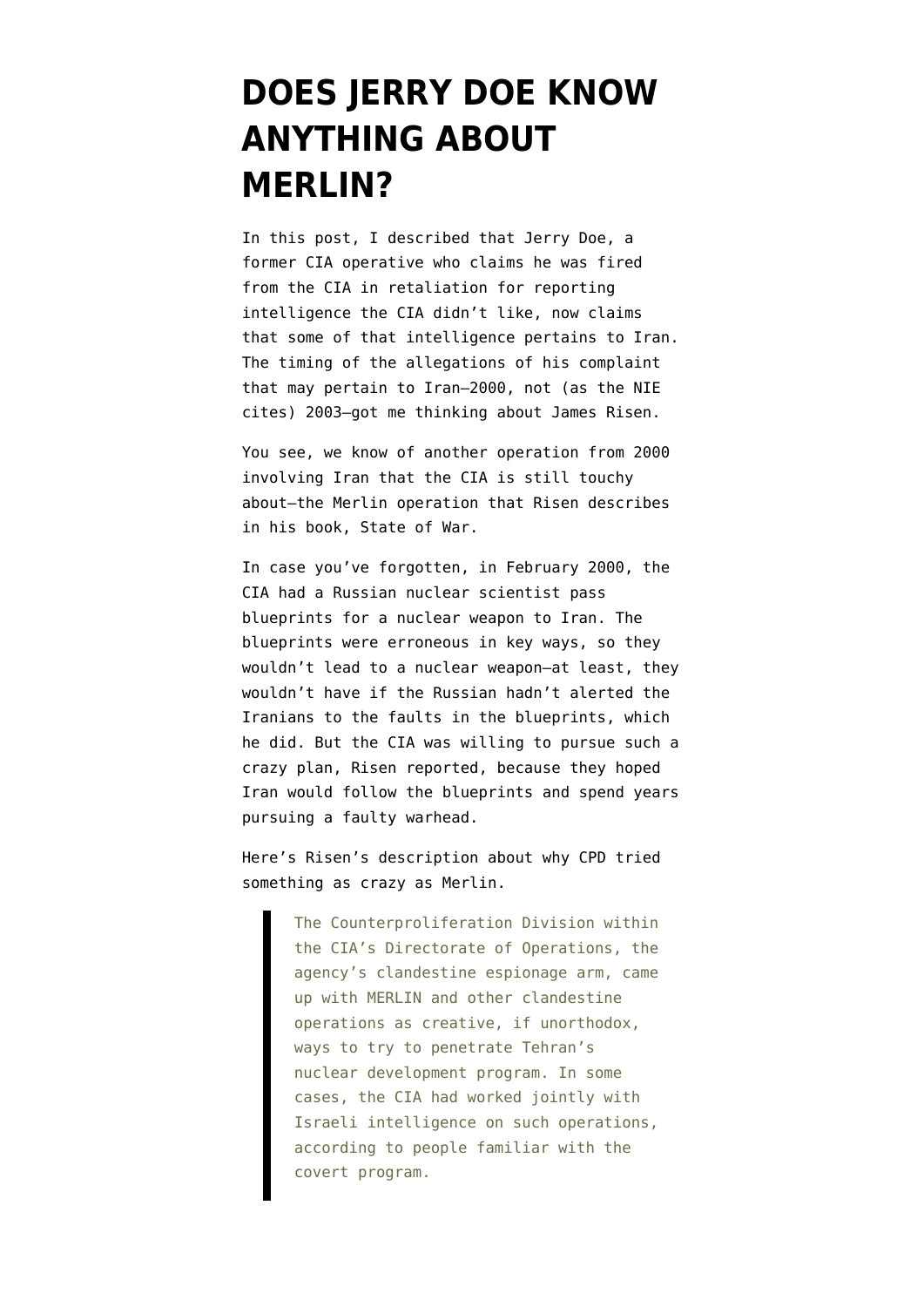# DOES JERRY DOE KNOW ANYTHING ABOUT MERLIN?

In this post, I described that Jerry Doe, a former CIA operative who claims he was fired from the CIA in retaliation for reporting intelligence the CIA didn't like, now claims that some of that intelligence pertains to Iran. The timing of the allegations of his complaint that may pertain to Iran—2000, not (as the NIE cites) 2003—got me thinking about James Risen.

You see, we know of another operation from 2000 involving Iran that the CIA is still touchy about—the Merlin operation that Risen describes in his book, State of War.

In case you've forgotten, in February 2000, the CIA had a Russian nuclear scientist pass blueprints for a nuclear weapon to Iran. The blueprints were erroneous in key ways, so they wouldn't lead to a nuclear weapon—at least, they wouldn't have if the Russian hadn't alerted the Iranians to the faults in the blueprints, which he did. But the CIA was willing to pursue such a crazy plan, Risen reported, because they hoped Iran would follow the blueprints and spend years pursuing a faulty warhead.

Here's Risen's description about why CPD tried something as crazy as Merlin.

> The Counterproliferation Division within the CIA's Directorate of Operations, the agency's clandestine espionage arm, came up with MERLIN and other clandestine operations as creative, if unorthodox, ways to try to penetrate Tehran's nuclear development program. In some cases, the CIA had worked jointly with Israeli intelligence on such operations, according to people familiar with the covert program.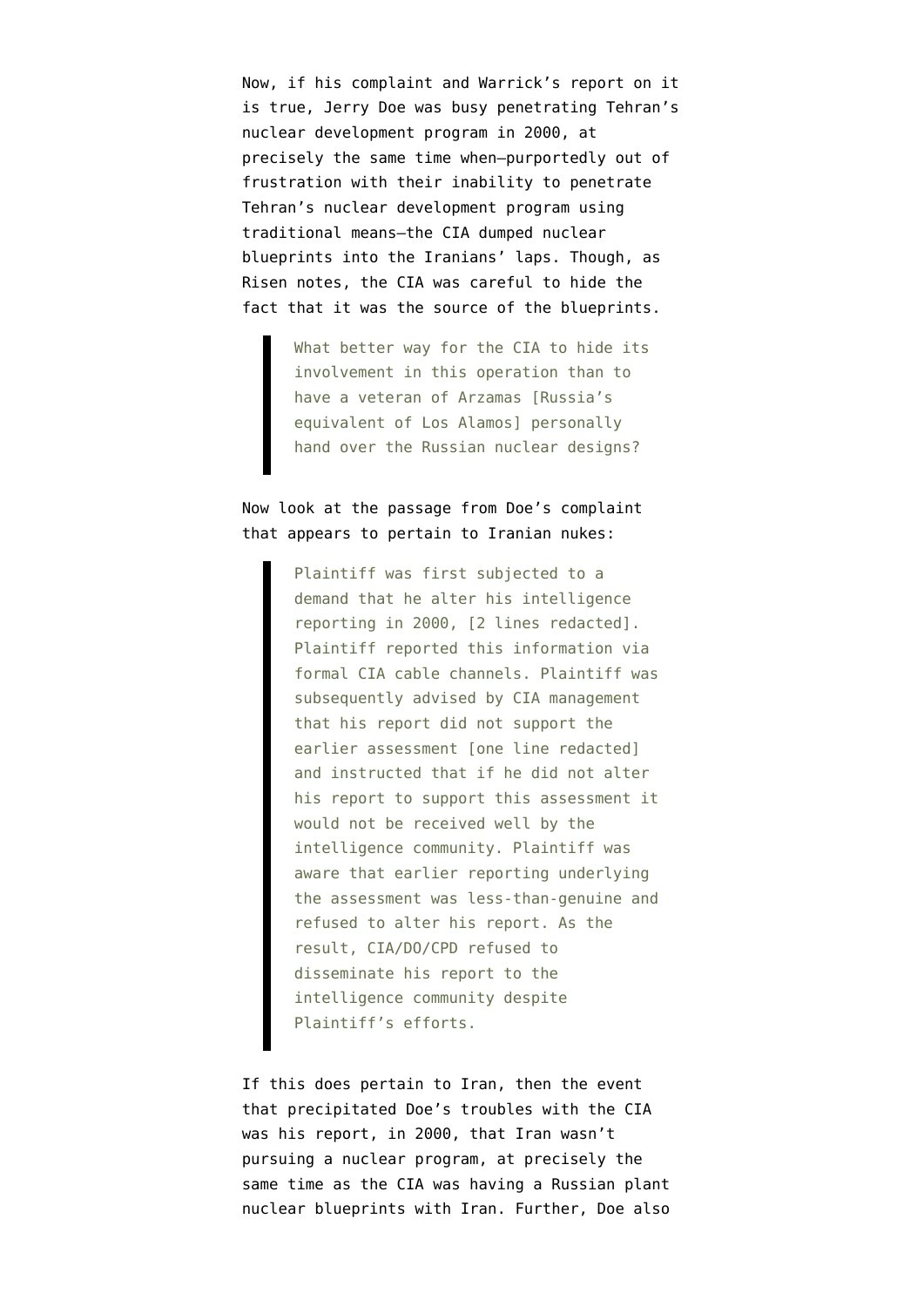Now, if his complaint and Warrick's report on it is true, Jerry Doe was busy penetrating Tehran's nuclear development program in 2000, at precisely the same time when—purportedly out of frustration with their inability to penetrate Tehran's nuclear development program using traditional means—the CIA dumped nuclear blueprints into the Iranians' laps. Though, as Risen notes, the CIA was careful to hide the fact that it was the source of the blueprints.

> What better way for the CIA to hide its involvement in this operation than to have a veteran of Arzamas [Russia's equivalent of Los Alamos] personally hand over the Russian nuclear designs?

Now look at the passage from Doe's complaint that appears to pertain to Iranian nukes:

> Plaintiff was first subjected to a demand that he alter his intelligence reporting in 2000, [2 lines redacted]. Plaintiff reported this information via formal CIA cable channels. Plaintiff was subsequently advised by CIA management that his report did not support the earlier assessment [one line redacted] and instructed that if he did not alter his report to support this assessment it would not be received well by the intelligence community. Plaintiff was aware that earlier reporting underlying the assessment was less-than-genuine and refused to alter his report. As the result, CIA/DO/CPD refused to disseminate his report to the intelligence community despite Plaintiff's efforts.

If this does pertain to Iran, then the event that precipitated Doe's troubles with the CIA was his report, in 2000, that Iran wasn't pursuing a nuclear program, at precisely the same time as the CIA was having a Russian plant nuclear blueprints with Iran. Further, Doe also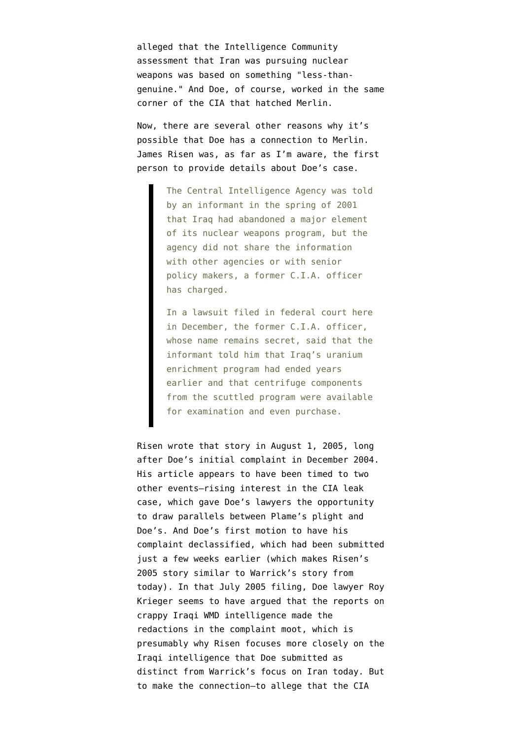alleged that the Intelligence Community assessment that Iran was pursuing nuclear weapons was based on something "less-than-genuine." And Doe, of course, worked in the same corner of the CIA that hatched Merlin.

Now, there are several other reasons why it's possible that Doe has a connection to Merlin. James Risen was, as far as I'm aware, the first person to provide details about Doe's case.

> The Central Intelligence Agency was told by an informant in the spring of 2001 that Iraq had abandoned a major element of its nuclear weapons program, but the agency did not share the information with other agencies or with senior policy makers, a former C.I.A. officer has charged.
>
> In a lawsuit filed in federal court here in December, the former C.I.A. officer, whose name remains secret, said that the informant told him that Iraq's uranium enrichment program had ended years earlier and that centrifuge components from the scuttled program were available for examination and even purchase.

Risen wrote that story in August 1, 2005, long after Doe's initial complaint in December 2004. His article appears to have been timed to two other events–rising interest in the CIA leak case, which gave Doe's lawyers the opportunity to draw parallels between Plame's plight and Doe's. And Doe's first motion to have his complaint declassified, which had been submitted just a few weeks earlier (which makes Risen's 2005 story similar to Warrick's story from today). In that July 2005 filing, Doe lawyer Roy Krieger seems to have argued that the reports on crappy Iraqi WMD intelligence made the redactions in the complaint moot, which is presumably why Risen focuses more closely on the Iraqi intelligence that Doe submitted as distinct from Warrick's focus on Iran today. But to make the connection–to allege that the CIA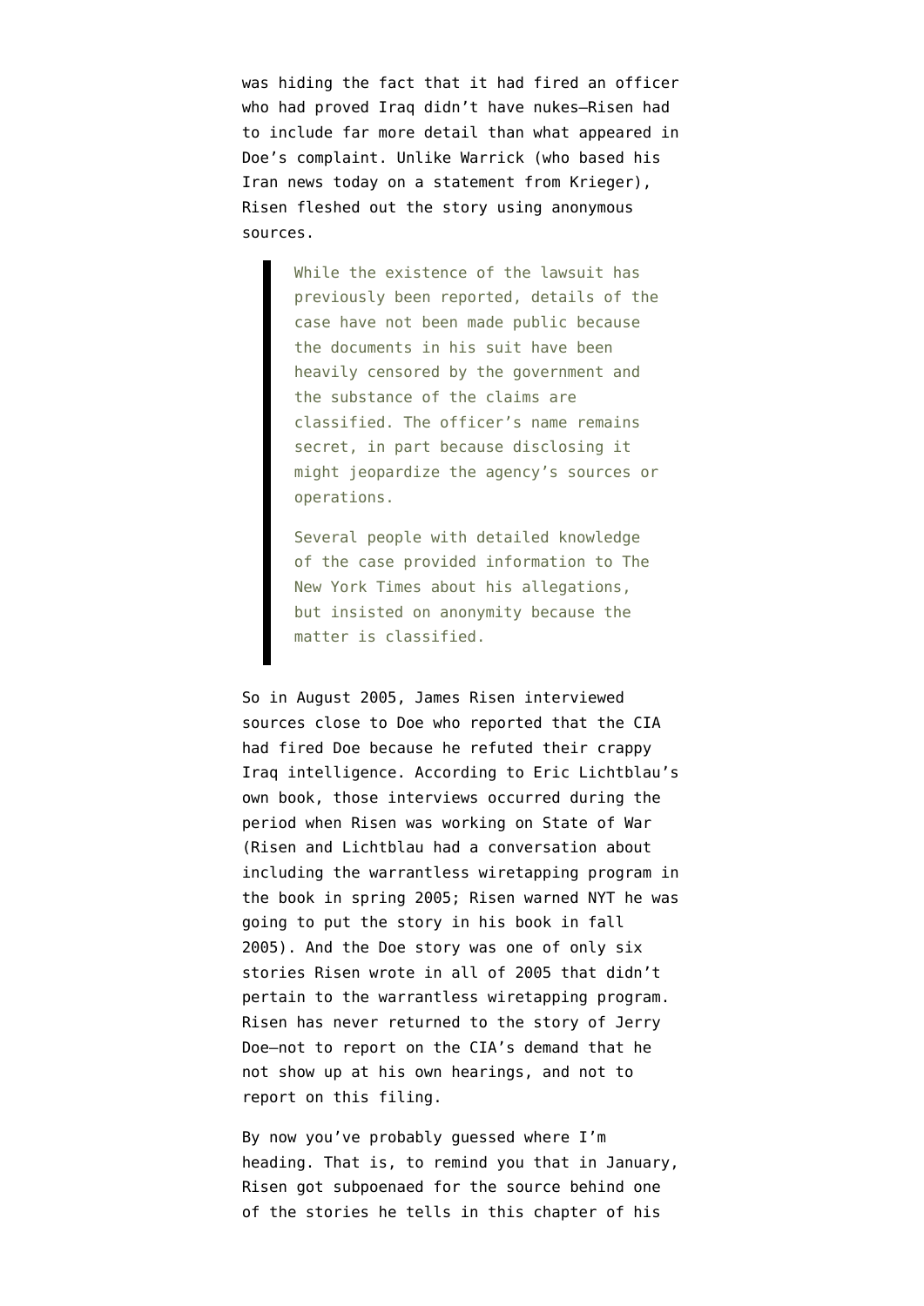was hiding the fact that it had fired an officer who had proved Iraq didn't have nukes—Risen had to include far more detail than what appeared in Doe's complaint. Unlike Warrick (who based his Iran news today on a statement from Krieger), Risen fleshed out the story using anonymous sources.

> While the existence of the lawsuit has previously been reported, details of the case have not been made public because the documents in his suit have been heavily censored by the government and the substance of the claims are classified. The officer's name remains secret, in part because disclosing it might jeopardize the agency's sources or operations.
>
> Several people with detailed knowledge of the case provided information to The New York Times about his allegations, but insisted on anonymity because the matter is classified.

So in August 2005, James Risen interviewed sources close to Doe who reported that the CIA had fired Doe because he refuted their crappy Iraq intelligence. According to Eric Lichtblau's own book, those interviews occurred during the period when Risen was working on State of War (Risen and Lichtblau had a conversation about including the warrantless wiretapping program in the book in spring 2005; Risen warned NYT he was going to put the story in his book in fall 2005). And the Doe story was one of only six stories Risen wrote in all of 2005 that didn't pertain to the warrantless wiretapping program. Risen has never returned to the story of Jerry Doe—not to report on the CIA's demand that he not show up at his own hearings, and not to report on this filing.

By now you've probably guessed where I'm heading. That is, to remind you that in January, Risen got subpoenaed for the source behind one of the stories he tells in this chapter of his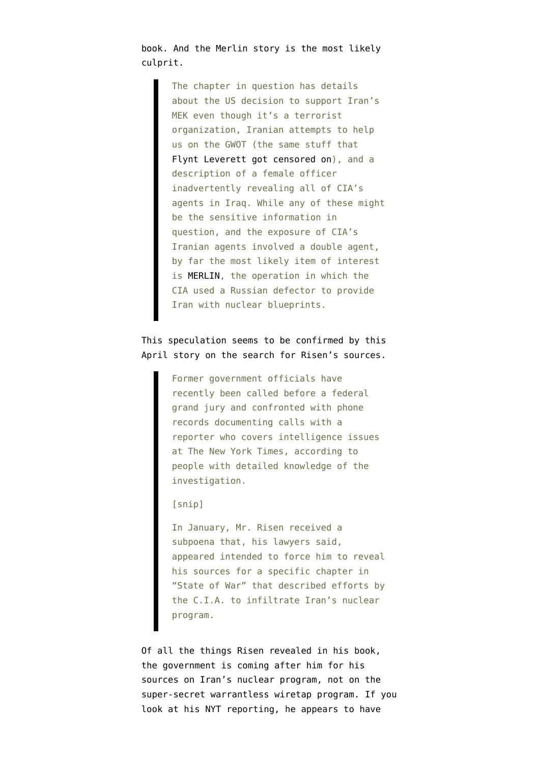book. And the Merlin story is the most likely culprit.

> The chapter in question has details about the US decision to support Iran's MEK even though it's a terrorist organization, Iranian attempts to help us on the GWOT (the same stuff that Flynt Leverett got censored on), and a description of a female officer inadvertently revealing all of CIA's agents in Iraq. While any of these might be the sensitive information in question, and the exposure of CIA's Iranian agents involved a double agent, by far the most likely item of interest is MERLIN, the operation in which the CIA used a Russian defector to provide Iran with nuclear blueprints.

This speculation seems to be confirmed by this April story on the search for Risen's sources.

> Former government officials have recently been called before a federal grand jury and confronted with phone records documenting calls with a reporter who covers intelligence issues at The New York Times, according to people with detailed knowledge of the investigation.
>
> [snip]
>
> In January, Mr. Risen received a subpoena that, his lawyers said, appeared intended to force him to reveal his sources for a specific chapter in "State of War" that described efforts by the C.I.A. to infiltrate Iran's nuclear program.

Of all the things Risen revealed in his book, the government is coming after him for his sources on Iran's nuclear program, not on the super-secret warrantless wiretap program. If you look at his NYT reporting, he appears to have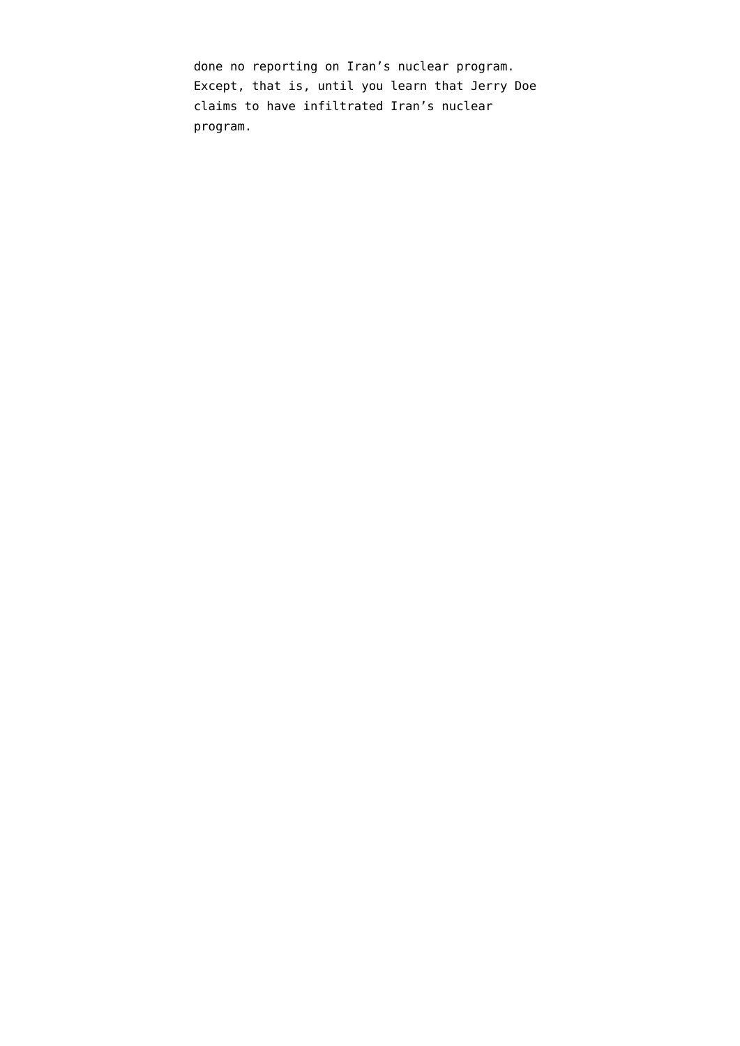done no reporting on Iran’s nuclear program. Except, that is, until you learn that Jerry Doe claims to have infiltrated Iran’s nuclear program.